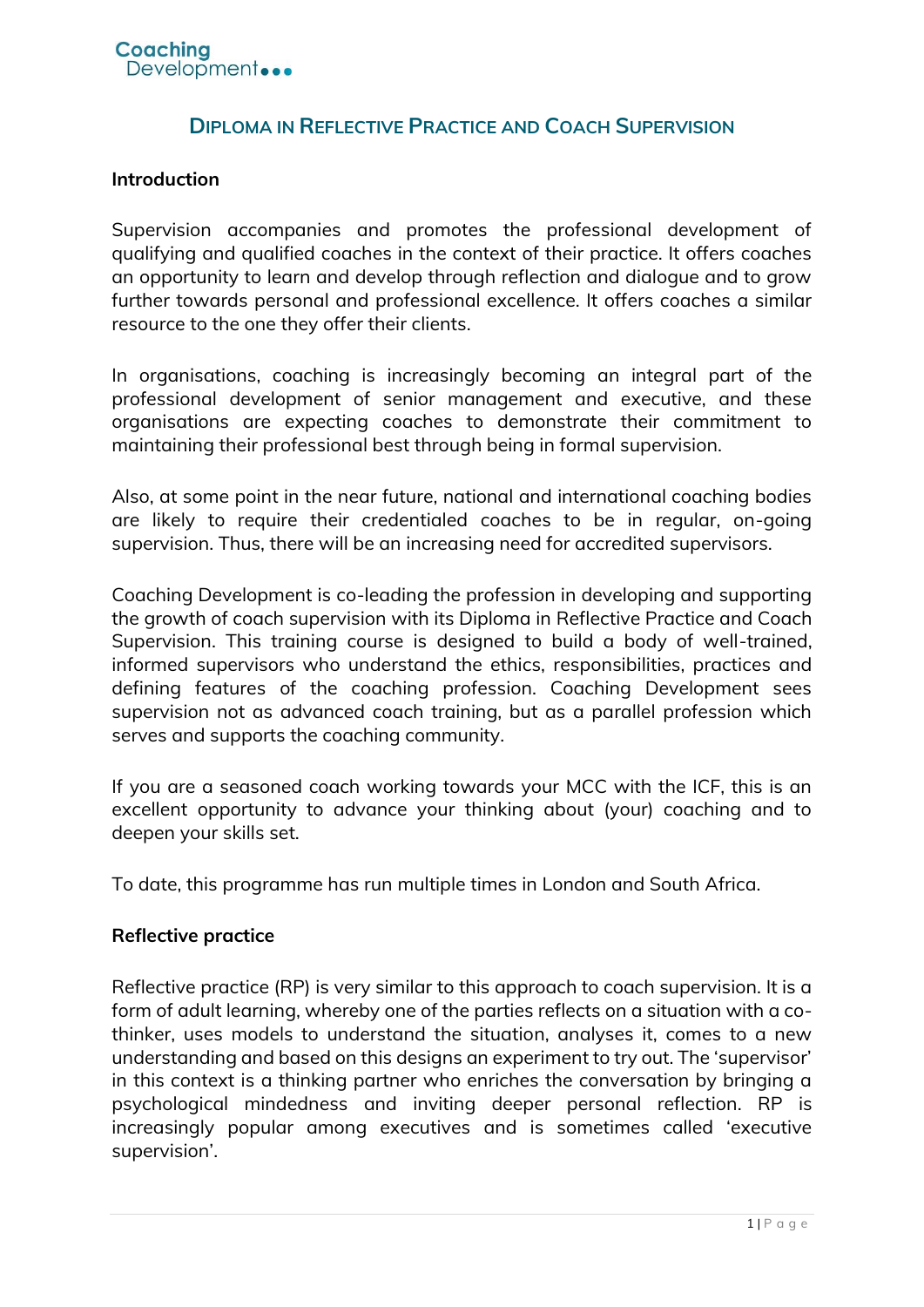Coaching Development

# DIPLOMA IN REFLECTIVE PRACTICE AND COACH SUPERVISION

**Introduction**

Supervision accompanies and promotes the professional development of qualifying and qualified coaches in the context of their practice. It offers coaches an opportunity to learn and develop through reflection and dialogue and to grow further towards personal and professional excellence. It offers coaches a similar resource to the one they offer their clients.

In organisations, coaching is increasingly becoming an integral part of the professional development of senior management and executive, and these organisations are expecting coaches to demonstrate their commitment to maintaining their professional best through being in formal supervision.

Also, at some point in the near future, national and international coaching bodies are likely to require their credentialed coaches to be in regular, on-going supervision. Thus, there will be an increasing need for accredited supervisors.

Coaching Development is co-leading the profession in developing and supporting the growth of coach supervision with its Diploma in Reflective Practice and Coach Supervision. This training course is designed to build a body of well-trained, informed supervisors who understand the ethics, responsibilities, practices and defining features of the coaching profession. Coaching Development sees supervision not as advanced coach training, but as a parallel profession which serves and supports the coaching community.

If you are a seasoned coach working towards your MCC with the ICF, this is an excellent opportunity to advance your thinking about (your) coaching and to deepen your skills set.

To date, this programme has run multiple times in London and South Africa.

**Reflective practice**

Reflective practice (RP) is very similar to this approach to coach supervision. It is a form of adult learning, whereby one of the parties reflects on a situation with a co-thinker, uses models to understand the situation, analyses it, comes to a new understanding and based on this designs an experiment to try out. The 'supervisor' in this context is a thinking partner who enriches the conversation by bringing a psychological mindedness and inviting deeper personal reflection. RP is increasingly popular among executives and is sometimes called 'executive supervision'.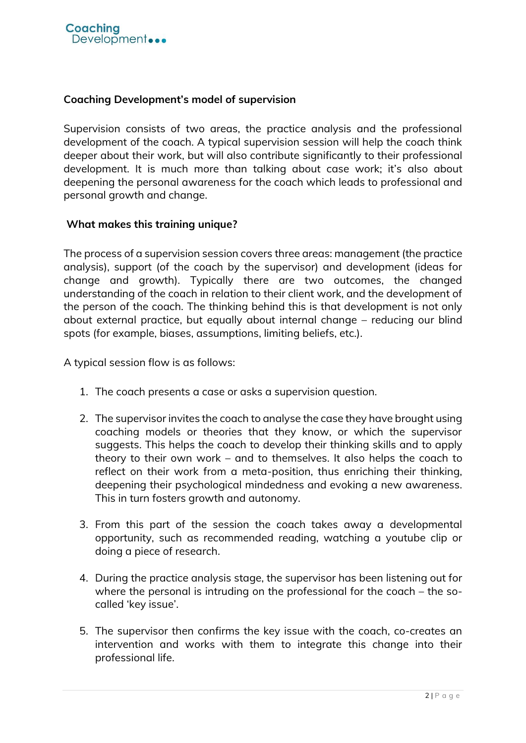## Coaching Development's model of supervision

Supervision consists of two areas, the practice analysis and the professional development of the coach. A typical supervision session will help the coach think deeper about their work, but will also contribute significantly to their professional development. It is much more than talking about case work; it's also about deepening the personal awareness for the coach which leads to professional and personal growth and change.

## What makes this training unique?

The process of a supervision session covers three areas: management (the practice analysis), support (of the coach by the supervisor) and development (ideas for change and growth). Typically there are two outcomes, the changed understanding of the coach in relation to their client work, and the development of the person of the coach. The thinking behind this is that development is not only about external practice, but equally about internal change – reducing our blind spots (for example, biases, assumptions, limiting beliefs, etc.).

A typical session flow is as follows:

1. The coach presents a case or asks a supervision question.

2. The supervisor invites the coach to analyse the case they have brought using coaching models or theories that they know, or which the supervisor suggests. This helps the coach to develop their thinking skills and to apply theory to their own work – and to themselves. It also helps the coach to reflect on their work from a meta-position, thus enriching their thinking, deepening their psychological mindedness and evoking a new awareness. This in turn fosters growth and autonomy.

3. From this part of the session the coach takes away a developmental opportunity, such as recommended reading, watching a youtube clip or doing a piece of research.

4. During the practice analysis stage, the supervisor has been listening out for where the personal is intruding on the professional for the coach – the so-called 'key issue'.

5. The supervisor then confirms the key issue with the coach, co-creates an intervention and works with them to integrate this change into their professional life.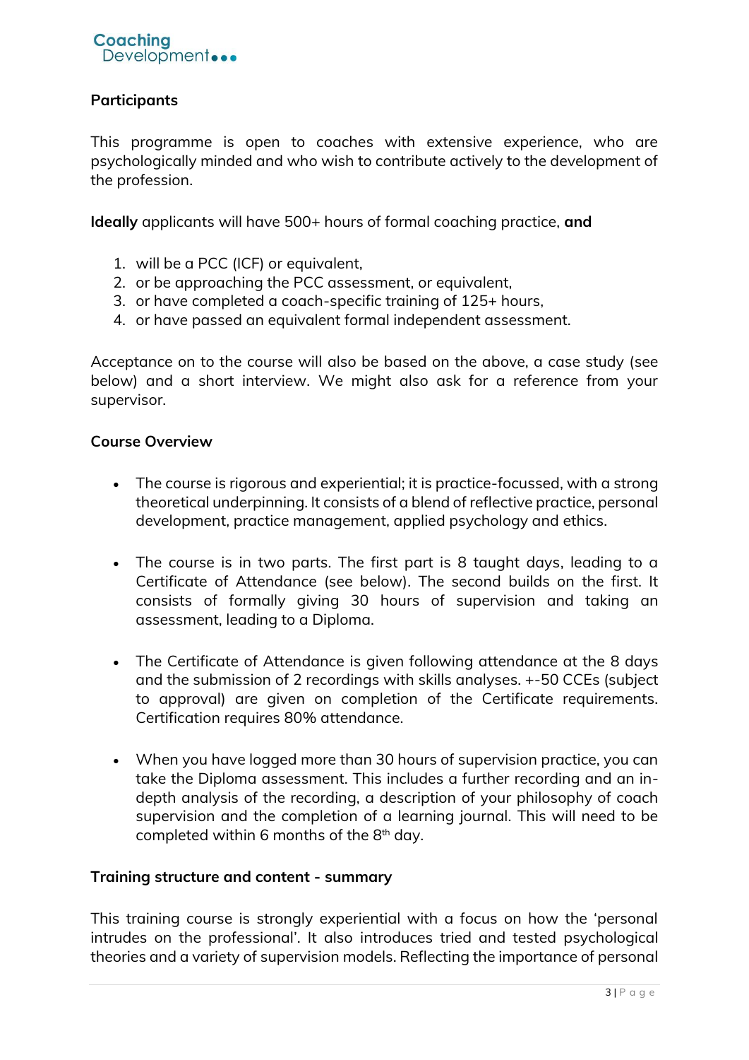**Participants**

This programme is open to coaches with extensive experience, who are psychologically minded and who wish to contribute actively to the development of the profession.

**Ideally** applicants will have 500+ hours of formal coaching practice, **and**

1. will be a PCC (ICF) or equivalent,
2. or be approaching the PCC assessment, or equivalent,
3. or have completed a coach-specific training of 125+ hours,
4. or have passed an equivalent formal independent assessment.

Acceptance on to the course will also be based on the above, a case study (see below) and a short interview. We might also ask for a reference from your supervisor.

**Course Overview**

- The course is rigorous and experiential; it is practice-focussed, with a strong theoretical underpinning. It consists of a blend of reflective practice, personal development, practice management, applied psychology and ethics.

- The course is in two parts. The first part is 8 taught days, leading to a Certificate of Attendance (see below). The second builds on the first. It consists of formally giving 30 hours of supervision and taking an assessment, leading to a Diploma.

- The Certificate of Attendance is given following attendance at the 8 days and the submission of 2 recordings with skills analyses. +-50 CCEs (subject to approval) are given on completion of the Certificate requirements. Certification requires 80% attendance.

- When you have logged more than 30 hours of supervision practice, you can take the Diploma assessment. This includes a further recording and an in-depth analysis of the recording, a description of your philosophy of coach supervision and the completion of a learning journal. This will need to be completed within 6 months of the 8th day.

**Training structure and content - summary**

This training course is strongly experiential with a focus on how the 'personal intrudes on the professional'. It also introduces tried and tested psychological theories and a variety of supervision models. Reflecting the importance of personal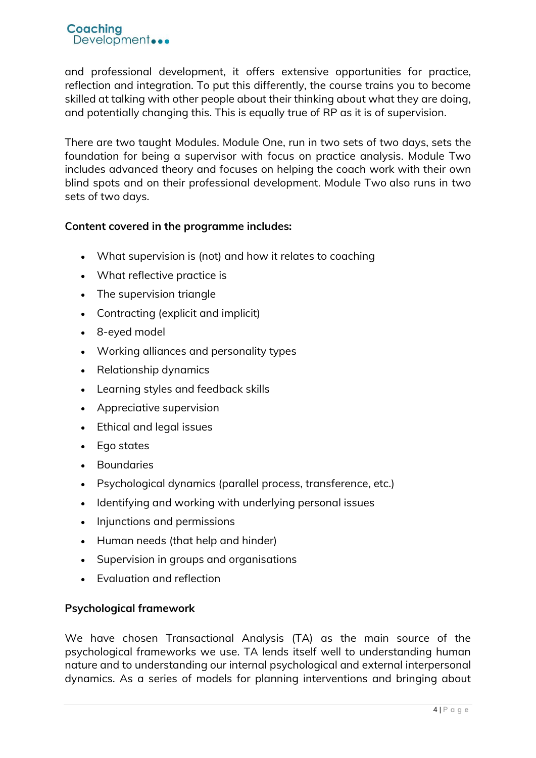and professional development, it offers extensive opportunities for practice, reflection and integration. To put this differently, the course trains you to become skilled at talking with other people about their thinking about what they are doing, and potentially changing this. This is equally true of RP as it is of supervision.

There are two taught Modules. Module One, run in two sets of two days, sets the foundation for being a supervisor with focus on practice analysis. Module Two includes advanced theory and focuses on helping the coach work with their own blind spots and on their professional development. Module Two also runs in two sets of two days.

**Content covered in the programme includes:**

- What supervision is (not) and how it relates to coaching
- What reflective practice is
- The supervision triangle
- Contracting (explicit and implicit)
- 8-eyed model
- Working alliances and personality types
- Relationship dynamics
- Learning styles and feedback skills
- Appreciative supervision
- Ethical and legal issues
- Ego states
- Boundaries
- Psychological dynamics (parallel process, transference, etc.)
- Identifying and working with underlying personal issues
- Injunctions and permissions
- Human needs (that help and hinder)
- Supervision in groups and organisations
- Evaluation and reflection

**Psychological framework**

We have chosen Transactional Analysis (TA) as the main source of the psychological frameworks we use. TA lends itself well to understanding human nature and to understanding our internal psychological and external interpersonal dynamics. As a series of models for planning interventions and bringing about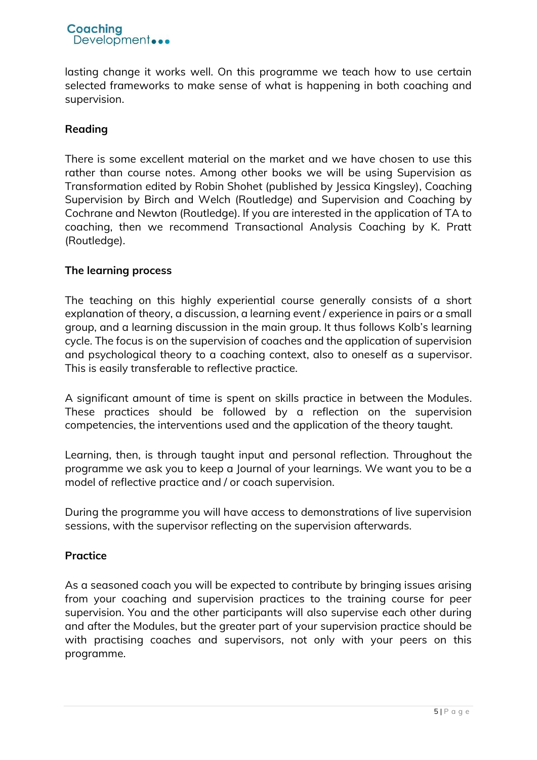lasting change it works well. On this programme we teach how to use certain selected frameworks to make sense of what is happening in both coaching and supervision.

**Reading**

There is some excellent material on the market and we have chosen to use this rather than course notes. Among other books we will be using Supervision as Transformation edited by Robin Shohet (published by Jessica Kingsley), Coaching Supervision by Birch and Welch (Routledge) and Supervision and Coaching by Cochrane and Newton (Routledge). If you are interested in the application of TA to coaching, then we recommend Transactional Analysis Coaching by K. Pratt (Routledge).

**The learning process**

The teaching on this highly experiential course generally consists of a short explanation of theory, a discussion, a learning event / experience in pairs or a small group, and a learning discussion in the main group. It thus follows Kolb's learning cycle. The focus is on the supervision of coaches and the application of supervision and psychological theory to a coaching context, also to oneself as a supervisor. This is easily transferable to reflective practice.

A significant amount of time is spent on skills practice in between the Modules. These practices should be followed by a reflection on the supervision competencies, the interventions used and the application of the theory taught.

Learning, then, is through taught input and personal reflection. Throughout the programme we ask you to keep a Journal of your learnings. We want you to be a model of reflective practice and / or coach supervision.

During the programme you will have access to demonstrations of live supervision sessions, with the supervisor reflecting on the supervision afterwards.

**Practice**

As a seasoned coach you will be expected to contribute by bringing issues arising from your coaching and supervision practices to the training course for peer supervision. You and the other participants will also supervise each other during and after the Modules, but the greater part of your supervision practice should be with practising coaches and supervisors, not only with your peers on this programme.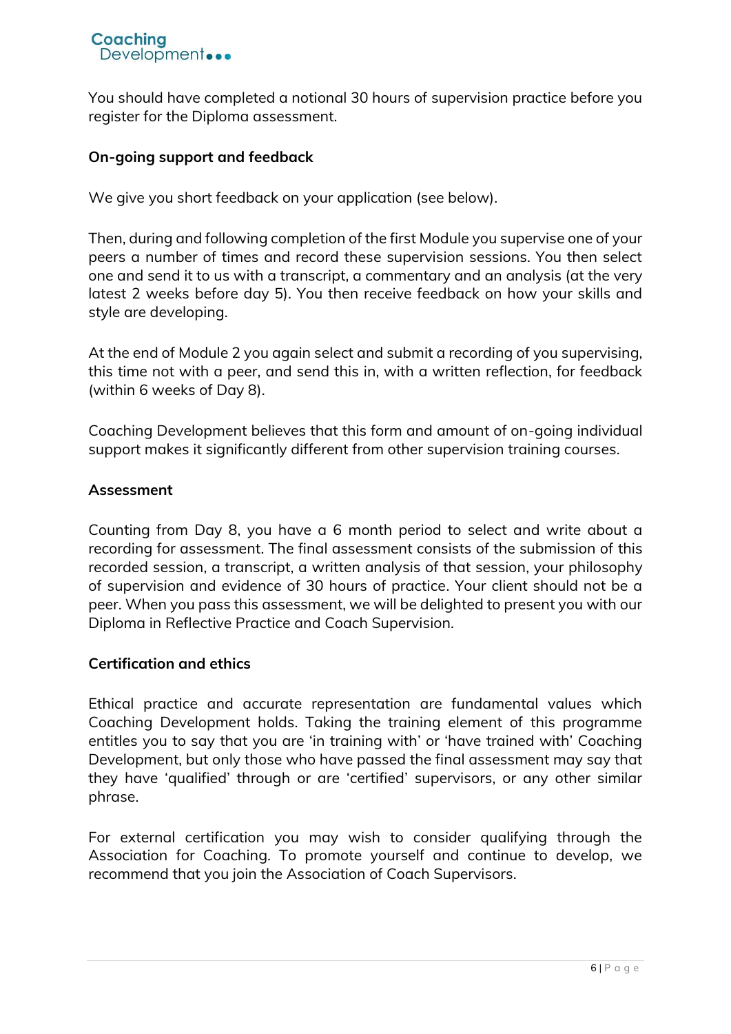You should have completed a notional 30 hours of supervision practice before you register for the Diploma assessment.

**On-going support and feedback**

We give you short feedback on your application (see below).

Then, during and following completion of the first Module you supervise one of your peers a number of times and record these supervision sessions. You then select one and send it to us with a transcript, a commentary and an analysis (at the very latest 2 weeks before day 5). You then receive feedback on how your skills and style are developing.

At the end of Module 2 you again select and submit a recording of you supervising, this time not with a peer, and send this in, with a written reflection, for feedback (within 6 weeks of Day 8).

Coaching Development believes that this form and amount of on-going individual support makes it significantly different from other supervision training courses.

**Assessment**

Counting from Day 8, you have a 6 month period to select and write about a recording for assessment. The final assessment consists of the submission of this recorded session, a transcript, a written analysis of that session, your philosophy of supervision and evidence of 30 hours of practice. Your client should not be a peer. When you pass this assessment, we will be delighted to present you with our Diploma in Reflective Practice and Coach Supervision.

**Certification and ethics**

Ethical practice and accurate representation are fundamental values which Coaching Development holds. Taking the training element of this programme entitles you to say that you are 'in training with' or 'have trained with' Coaching Development, but only those who have passed the final assessment may say that they have 'qualified' through or are 'certified' supervisors, or any other similar phrase.

For external certification you may wish to consider qualifying through the Association for Coaching. To promote yourself and continue to develop, we recommend that you join the Association of Coach Supervisors.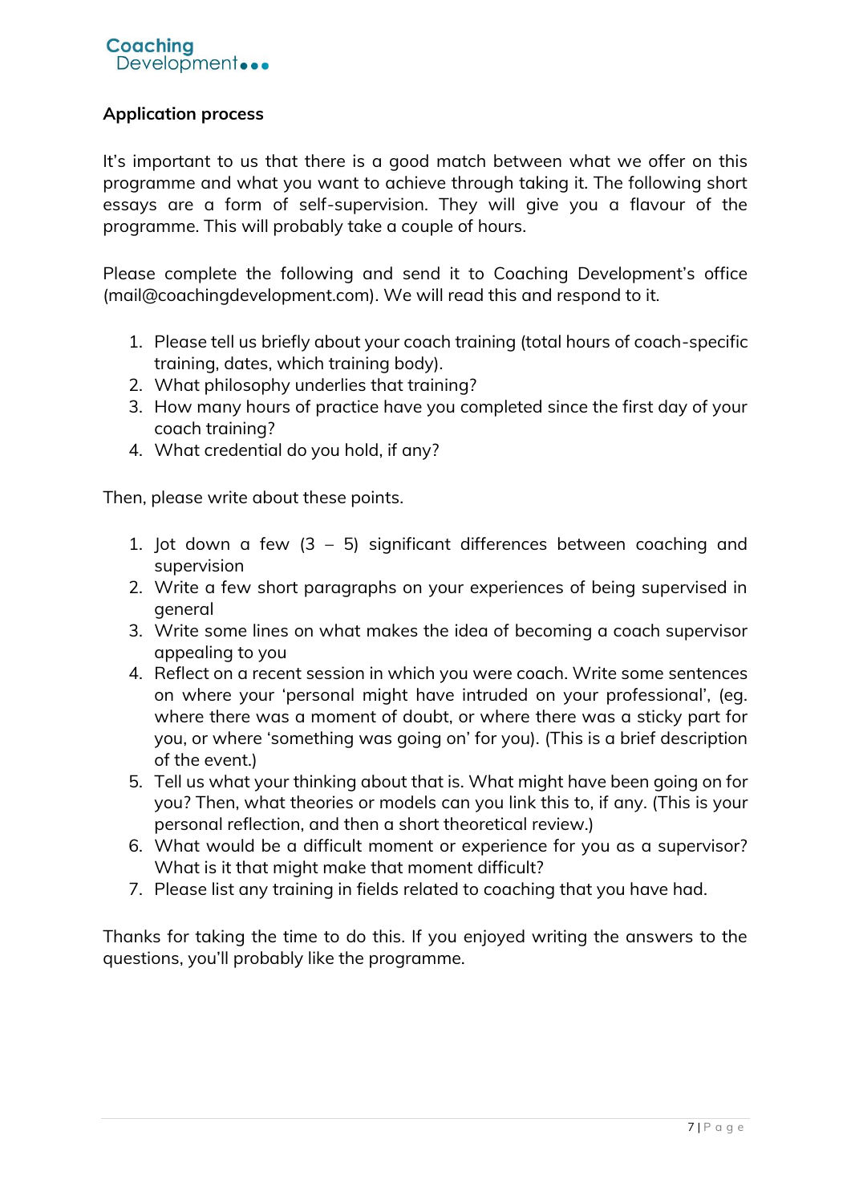## Application process

It's important to us that there is a good match between what we offer on this programme and what you want to achieve through taking it. The following short essays are a form of self-supervision. They will give you a flavour of the programme. This will probably take a couple of hours.

Please complete the following and send it to Coaching Development's office (mail@coachingdevelopment.com). We will read this and respond to it.

1. Please tell us briefly about your coach training (total hours of coach-specific training, dates, which training body).
2. What philosophy underlies that training?
3. How many hours of practice have you completed since the first day of your coach training?
4. What credential do you hold, if any?

Then, please write about these points.

1. Jot down a few (3 – 5) significant differences between coaching and supervision
2. Write a few short paragraphs on your experiences of being supervised in general
3. Write some lines on what makes the idea of becoming a coach supervisor appealing to you
4. Reflect on a recent session in which you were coach. Write some sentences on where your 'personal might have intruded on your professional', (eg. where there was a moment of doubt, or where there was a sticky part for you, or where 'something was going on' for you). (This is a brief description of the event.)
5. Tell us what your thinking about that is. What might have been going on for you? Then, what theories or models can you link this to, if any. (This is your personal reflection, and then a short theoretical review.)
6. What would be a difficult moment or experience for you as a supervisor? What is it that might make that moment difficult?
7. Please list any training in fields related to coaching that you have had.

Thanks for taking the time to do this. If you enjoyed writing the answers to the questions, you'll probably like the programme.